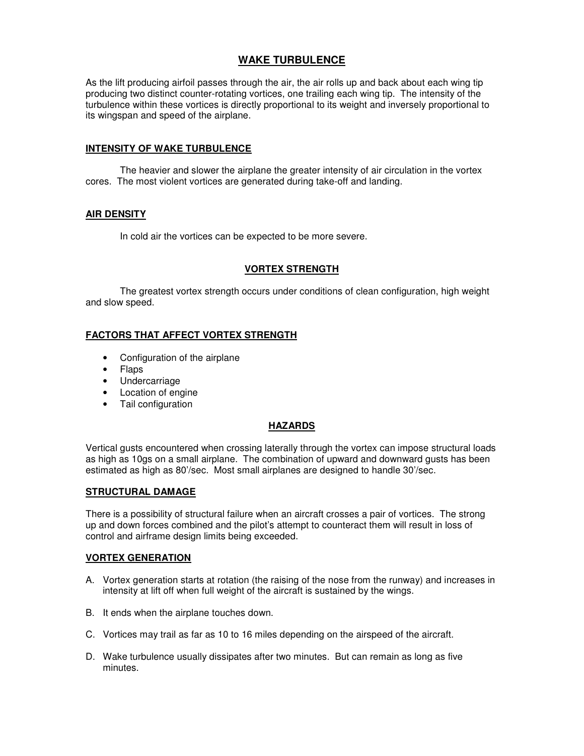# WAKE TURBULENCE

As the lift producing airfoil passes through the air, the air rolls up and back about each wing tip producing two distinct counter-rotating vortices, one trailing each wing tip. The intensity of the turbulence within these vortices is directly proportional to its weight and inversely proportional to its wingspan and speed of the airplane.

## INTENSITY OF WAKE TURBULENCE

The heavier and slower the airplane the greater intensity of air circulation in the vortex cores. The most violent vortices are generated during take-off and landing.

## AIR DENSITY

In cold air the vortices can be expected to be more severe.

## VORTEX STRENGTH

The greatest vortex strength occurs under conditions of clean configuration, high weight and slow speed.

## FACTORS THAT AFFECT VORTEX STRENGTH

- Configuration of the airplane
- Flaps
- Undercarriage
- Location of engine
- Tail configuration

## HAZARDS

Vertical gusts encountered when crossing laterally through the vortex can impose structural loads as high as 10gs on a small airplane. The combination of upward and downward gusts has been estimated as high as 80'/sec. Most small airplanes are designed to handle 30'/sec.

## STRUCTURAL DAMAGE

There is a possibility of structural failure when an aircraft crosses a pair of vortices. The strong up and down forces combined and the pilot's attempt to counteract them will result in loss of control and airframe design limits being exceeded.

## VORTEX GENERATION

A. Vortex generation starts at rotation (the raising of the nose from the runway) and increases in intensity at lift off when full weight of the aircraft is sustained by the wings.

B. It ends when the airplane touches down.

C. Vortices may trail as far as 10 to 16 miles depending on the airspeed of the aircraft.

D. Wake turbulence usually dissipates after two minutes. But can remain as long as five minutes.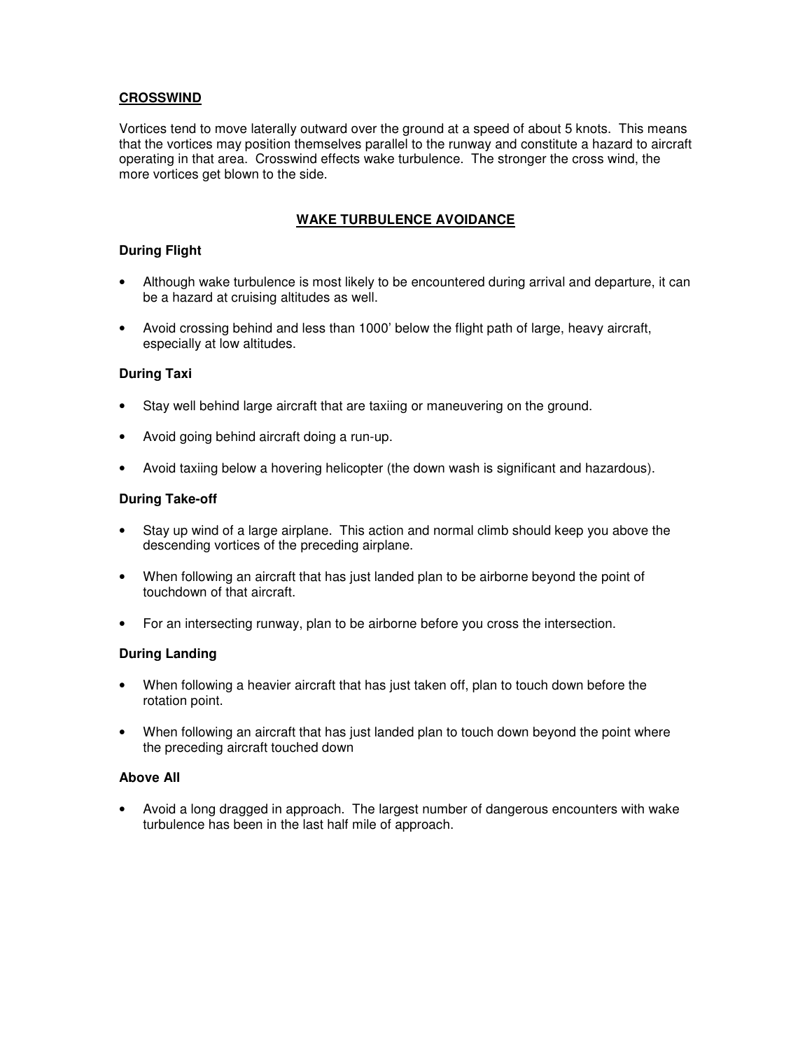## CROSSWIND

Vortices tend to move laterally outward over the ground at a speed of about 5 knots. This means that the vortices may position themselves parallel to the runway and constitute a hazard to aircraft operating in that area. Crosswind effects wake turbulence. The stronger the cross wind, the more vortices get blown to the side.

## WAKE TURBULENCE AVOIDANCE

### During Flight

- Although wake turbulence is most likely to be encountered during arrival and departure, it can be a hazard at cruising altitudes as well.
- Avoid crossing behind and less than 1000' below the flight path of large, heavy aircraft, especially at low altitudes.

### During Taxi

- Stay well behind large aircraft that are taxiing or maneuvering on the ground.
- Avoid going behind aircraft doing a run-up.
- Avoid taxiing below a hovering helicopter (the down wash is significant and hazardous).

### During Take-off

- Stay up wind of a large airplane. This action and normal climb should keep you above the descending vortices of the preceding airplane.
- When following an aircraft that has just landed plan to be airborne beyond the point of touchdown of that aircraft.
- For an intersecting runway, plan to be airborne before you cross the intersection.

### During Landing

- When following a heavier aircraft that has just taken off, plan to touch down before the rotation point.
- When following an aircraft that has just landed plan to touch down beyond the point where the preceding aircraft touched down

### Above All

- Avoid a long dragged in approach. The largest number of dangerous encounters with wake turbulence has been in the last half mile of approach.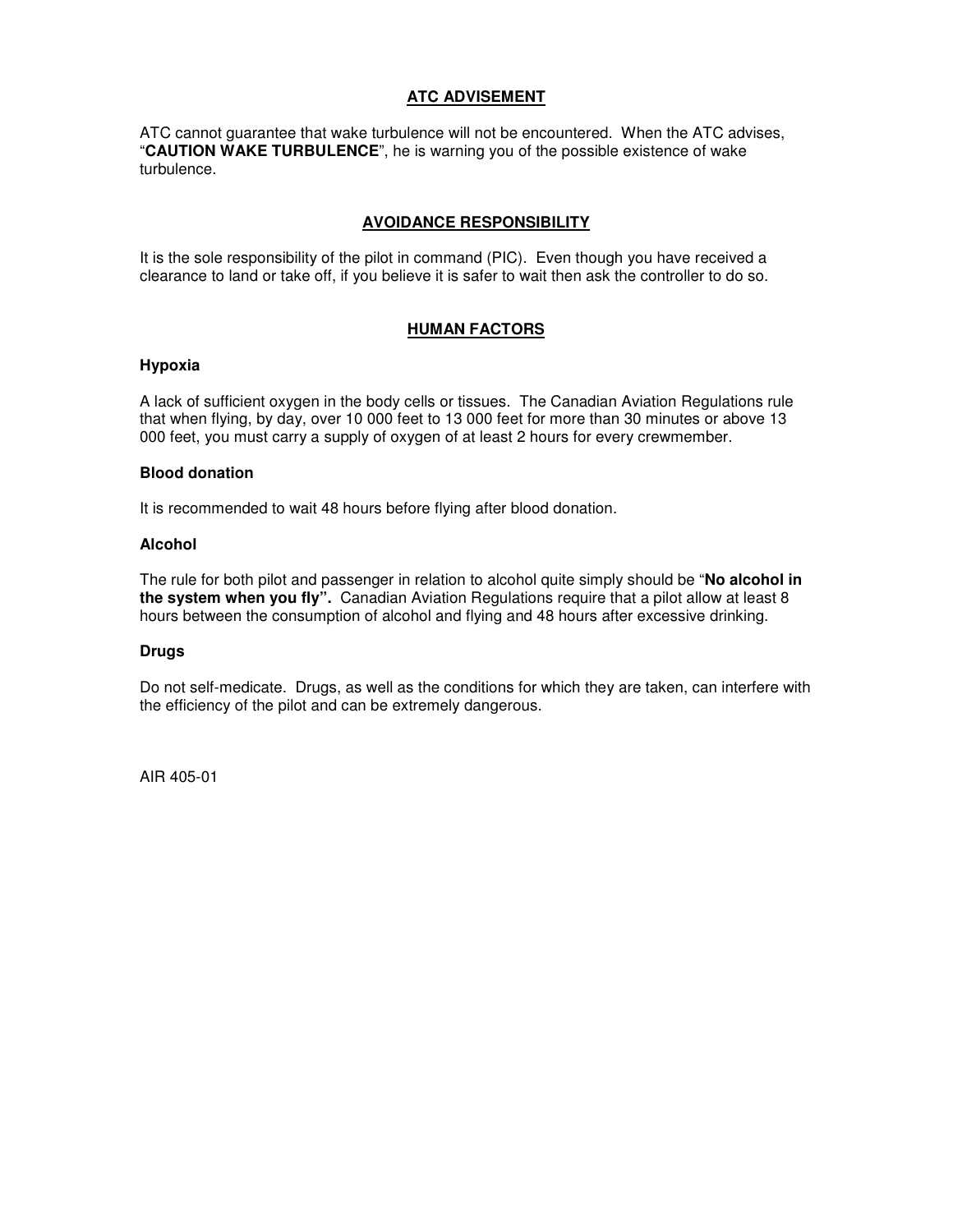## ATC ADVISEMENT

ATC cannot guarantee that wake turbulence will not be encountered. When the ATC advises, "**CAUTION WAKE TURBULENCE**", he is warning you of the possible existence of wake turbulence.

## AVOIDANCE RESPONSIBILITY

It is the sole responsibility of the pilot in command (PIC). Even though you have received a clearance to land or take off, if you believe it is safer to wait then ask the controller to do so.

## HUMAN FACTORS

### Hypoxia

A lack of sufficient oxygen in the body cells or tissues. The Canadian Aviation Regulations rule that when flying, by day, over 10 000 feet to 13 000 feet for more than 30 minutes or above 13 000 feet, you must carry a supply of oxygen of at least 2 hours for every crewmember.

### Blood donation

It is recommended to wait 48 hours before flying after blood donation.

### Alcohol

The rule for both pilot and passenger in relation to alcohol quite simply should be "**No alcohol in the system when you fly".** Canadian Aviation Regulations require that a pilot allow at least 8 hours between the consumption of alcohol and flying and 48 hours after excessive drinking.

### Drugs

Do not self-medicate. Drugs, as well as the conditions for which they are taken, can interfere with the efficiency of the pilot and can be extremely dangerous.

AIR 405-01